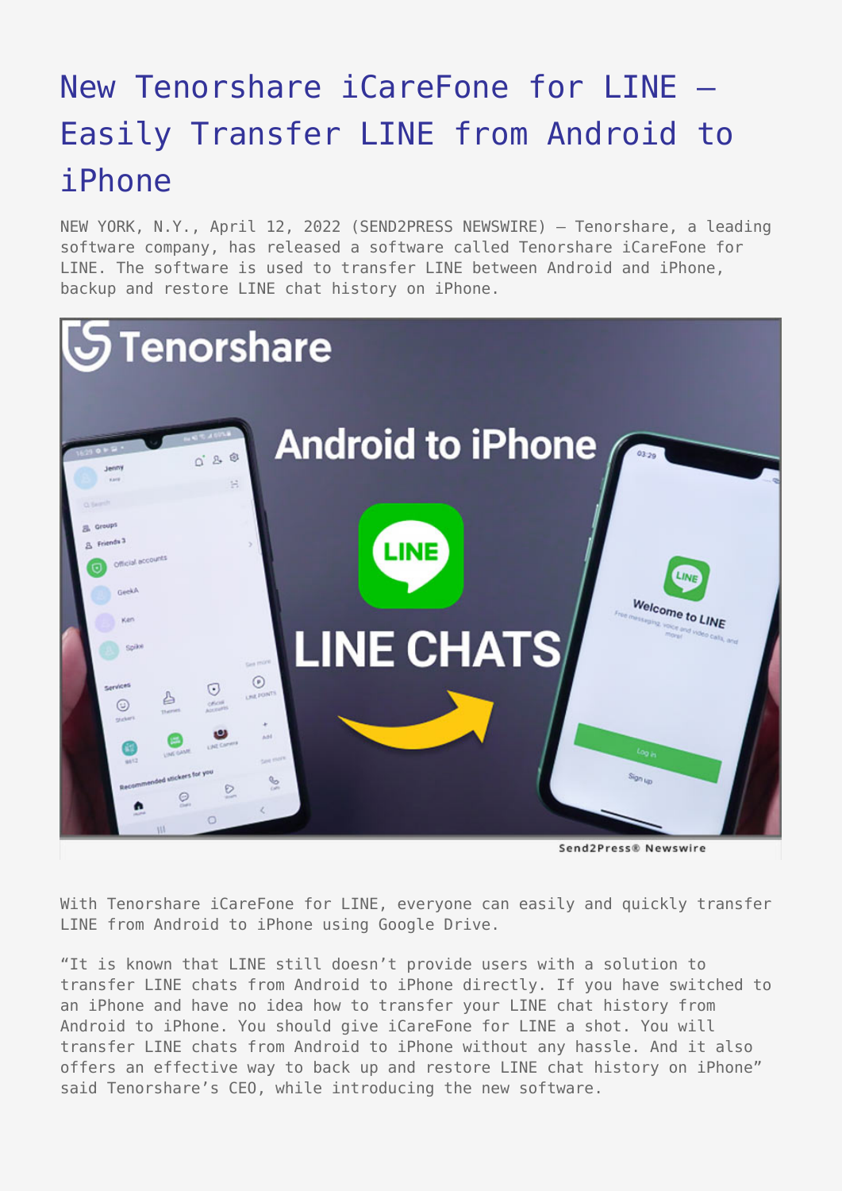# New Tenorshare iCareFone for LINE – Easily Transfer LINE from Android to iPhone

NEW YORK, N.Y., April 12, 2022 (SEND2PRESS NEWSWIRE) — Tenorshare, a leading software company, has released a software called Tenorshare iCareFone for LINE. The software is used to transfer LINE between Android and iPhone, backup and restore LINE chat history on iPhone.

With Tenorshare iCareFone for LINE, everyone can easily and quickly transfer LINE from Android to iPhone using Google Drive.

"It is known that LINE still doesn't provide users with a solution to transfer LINE chats from Android to iPhone directly. If you have switched to an iPhone and have no idea how to transfer your LINE chat history from Android to iPhone. You should give iCareFone for LINE a shot. You will transfer LINE chats from Android to iPhone without any hassle. And it also offers an effective way to back up and restore LINE chat history on iPhone" said Tenorshare's CEO, while introducing the new software.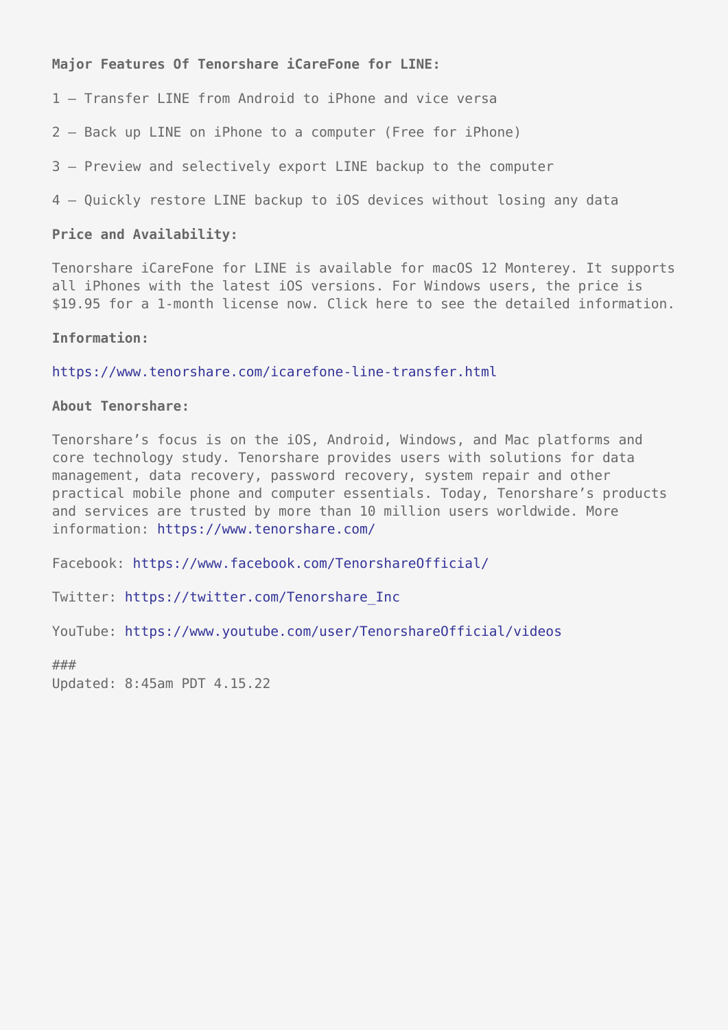**Major Features Of Tenorshare iCareFone for LINE:**

1 – Transfer LINE from Android to iPhone and vice versa

2 – Back up LINE on iPhone to a computer (Free for iPhone)

3 – Preview and selectively export LINE backup to the computer

4 – Quickly restore LINE backup to iOS devices without losing any data

**Price and Availability:**

Tenorshare iCareFone for LINE is available for macOS 12 Monterey. It supports all iPhones with the latest iOS versions. For Windows users, the price is $19.95 for a 1-month license now. Click here to see the detailed information.

**Information:**

https://www.tenorshare.com/icarefone-line-transfer.html

**About Tenorshare:**

Tenorshare's focus is on the iOS, Android, Windows, and Mac platforms and core technology study. Tenorshare provides users with solutions for data management, data recovery, password recovery, system repair and other practical mobile phone and computer essentials. Today, Tenorshare's products and services are trusted by more than 10 million users worldwide. More information: https://www.tenorshare.com/

Facebook: https://www.facebook.com/TenorshareOfficial/

Twitter: https://twitter.com/Tenorshare_Inc

YouTube: https://www.youtube.com/user/TenorshareOfficial/videos

###
Updated: 8:45am PDT 4.15.22